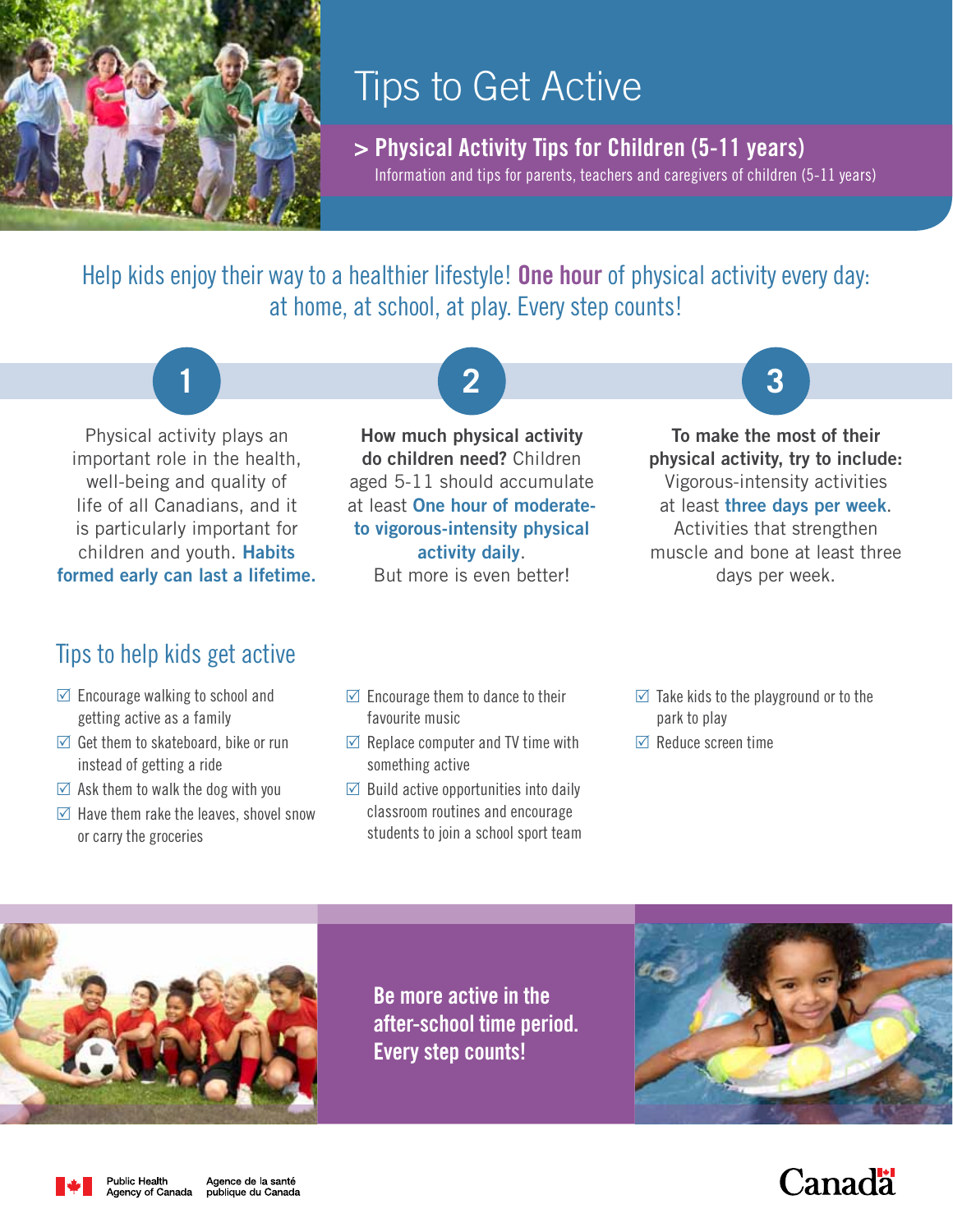# Tips to Get Active

## > Physical Activity Tips for Children (5-11 years)

Information and tips for parents, teachers and caregivers of children (5-11 years)

Help kids enjoy their way to a healthier lifestyle! **One hour** of physical activity every day: at home, at school, at play. Every step counts!

**1**

Physical activity plays an important role in the health, well-being and quality of life of all Canadians, and it is particularly important for children and youth. **Habits formed early can last a lifetime.**

**2**

**How much physical activity do children need?** Children aged 5-11 should accumulate at least **One hour of moderate- to vigorous-intensity physical activity daily**. But more is even better!

**3**

**To make the most of their physical activity, try to include:** Vigorous-intensity activities at least **three days per week**. Activities that strengthen muscle and bone at least three days per week.

## Tips to help kids get active

- ☑ Encourage walking to school and getting active as a family
- ☑ Get them to skateboard, bike or run instead of getting a ride
- ☑ Ask them to walk the dog with you
- ☑ Have them rake the leaves, shovel snow or carry the groceries
- ☑ Encourage them to dance to their favourite music
- ☑ Replace computer and TV time with something active
- ☑ Build active opportunities into daily classroom routines and encourage students to join a school sport team
- ☑ Take kids to the playground or to the park to play
- ☑ Reduce screen time

**Be more active in the after-school time period. Every step counts!**

Public Health Agency of Canada / Agence de la santé publique du Canada

Canada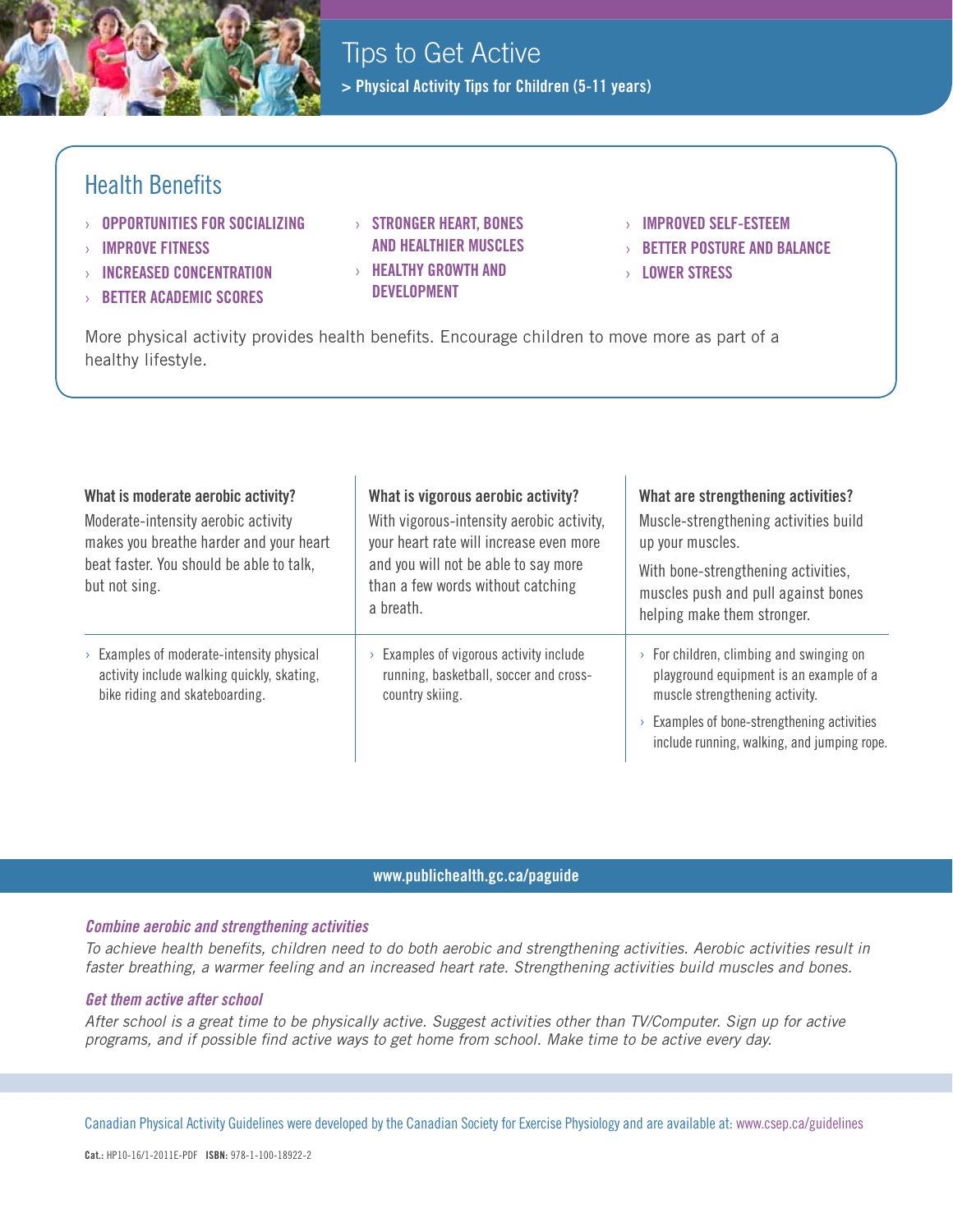# Tips to Get Active

> **Physical Activity Tips for Children (5-11 years)**

## Health Benefits

- OPPORTUNITIES FOR SOCIALIZING
- IMPROVE FITNESS
- INCREASED CONCENTRATION
- BETTER ACADEMIC SCORES
- STRONGER HEART, BONES AND HEALTHIER MUSCLES
- HEALTHY GROWTH AND DEVELOPMENT
- IMPROVED SELF-ESTEEM
- BETTER POSTURE AND BALANCE
- LOWER STRESS

More physical activity provides health benefits. Encourage children to move more as part of a healthy lifestyle.

| What is moderate aerobic activity? | What is vigorous aerobic activity? | What are strengthening activities? |
|---|---|---|
| Moderate-intensity aerobic activity makes you breathe harder and your heart beat faster. You should be able to talk, but not sing. | With vigorous-intensity aerobic activity, your heart rate will increase even more and you will not be able to say more than a few words without catching a breath. | Muscle-strengthening activities build up your muscles. With bone-strengthening activities, muscles push and pull against bones helping make them stronger. |
| › Examples of moderate-intensity physical activity include walking quickly, skating, bike riding and skateboarding. | › Examples of vigorous activity include running, basketball, soccer and cross-country skiing. | › For children, climbing and swinging on playground equipment is an example of a muscle strengthening activity. › Examples of bone-strengthening activities include running, walking, and jumping rope. |

**www.publichealth.gc.ca/paguide**

***Combine aerobic and strengthening activities***

*To achieve health benefits, children need to do both aerobic and strengthening activities. Aerobic activities result in faster breathing, a warmer feeling and an increased heart rate. Strengthening activities build muscles and bones.*

***Get them active after school***

*After school is a great time to be physically active. Suggest activities other than TV/Computer. Sign up for active programs, and if possible find active ways to get home from school. Make time to be active every day.*

Canadian Physical Activity Guidelines were developed by the Canadian Society for Exercise Physiology and are available at: www.csep.ca/guidelines

**Cat.:** HP10-16/1-2011E-PDF **ISBN:** 978-1-100-18922-2